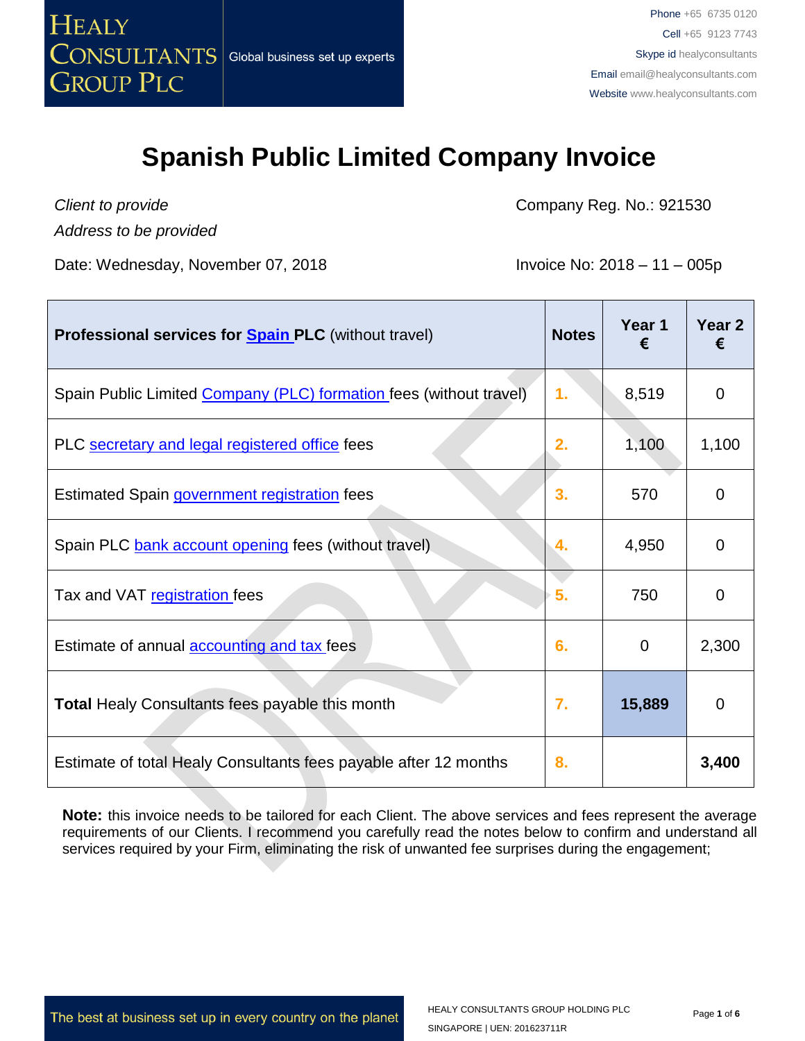HEALY CONSULTANTS GROUP PLC

Global business set up experts

Phone +65 6735 0120
Cell +65 9123 7743
Skype id healyconsultants
Email email@healyconsultants.com
Website www.healyconsultants.com

# Spanish Public Limited Company Invoice

*Client to provide*
*Address to be provided*

Company Reg. No.: 921530

Date: Wednesday, November 07, 2018

Invoice No: 2018 – 11 – 005p

| **Professional services for Spain PLC** (without travel) | **Notes** | **Year 1 €** | **Year 2 €** |
|---|---|---|---|
| Spain Public Limited Company (PLC) formation fees (without travel) | 1. | 8,519 | 0 |
| PLC secretary and legal registered office fees | 2. | 1,100 | 1,100 |
| Estimated Spain government registration fees | 3. | 570 | 0 |
| Spain PLC bank account opening fees (without travel) | 4. | 4,950 | 0 |
| Tax and VAT registration fees | 5. | 750 | 0 |
| Estimate of annual accounting and tax fees | 6. | 0 | 2,300 |
| **Total** Healy Consultants fees payable this month | 7. | **15,889** | 0 |
| Estimate of total Healy Consultants fees payable after 12 months | 8. | | **3,400** |

**Note:** this invoice needs to be tailored for each Client. The above services and fees represent the average requirements of our Clients. I recommend you carefully read the notes below to confirm and understand all services required by your Firm, eliminating the risk of unwanted fee surprises during the engagement;

The best at business set up in every country on the planet

HEALY CONSULTANTS GROUP HOLDING PLC
SINGAPORE | UEN: 201623711R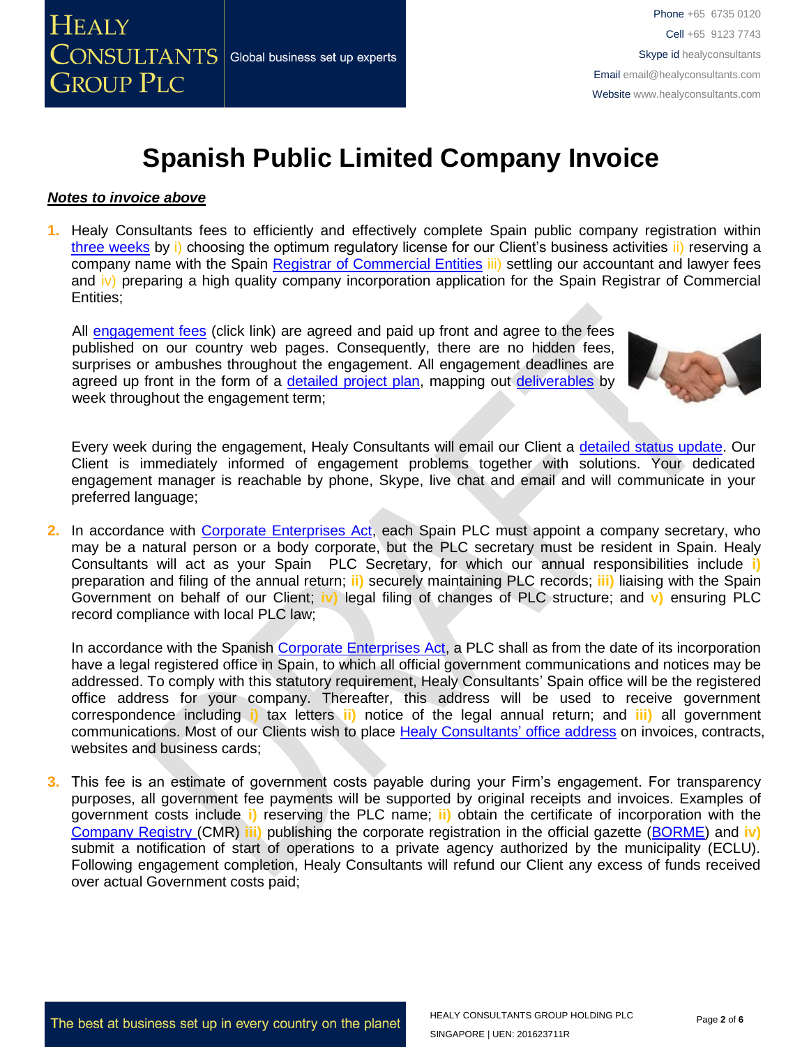# Spanish Public Limited Company Invoice

***Notes to invoice above***

1. Healy Consultants fees to efficiently and effectively complete Spain public company registration within three weeks by i) choosing the optimum regulatory license for our Client's business activities ii) reserving a company name with the Spain Registrar of Commercial Entities iii) settling our accountant and lawyer fees and iv) preparing a high quality company incorporation application for the Spain Registrar of Commercial Entities;

   All engagement fees (click link) are agreed and paid up front and agree to the fees published on our country web pages. Consequently, there are no hidden fees, surprises or ambushes throughout the engagement. All engagement deadlines are agreed up front in the form of a detailed project plan, mapping out deliverables by week throughout the engagement term;

   Every week during the engagement, Healy Consultants will email our Client a detailed status update. Our Client is immediately informed of engagement problems together with solutions. Your dedicated engagement manager is reachable by phone, Skype, live chat and email and will communicate in your preferred language;

2. In accordance with Corporate Enterprises Act, each Spain PLC must appoint a company secretary, who may be a natural person or a body corporate, but the PLC secretary must be resident in Spain. Healy Consultants will act as your Spain PLC Secretary, for which our annual responsibilities include **i)** preparation and filing of the annual return; **ii)** securely maintaining PLC records; **iii)** liaising with the Spain Government on behalf of our Client; **iv)** legal filing of changes of PLC structure; and **v)** ensuring PLC record compliance with local PLC law;

   In accordance with the Spanish Corporate Enterprises Act, a PLC shall as from the date of its incorporation have a legal registered office in Spain, to which all official government communications and notices may be addressed. To comply with this statutory requirement, Healy Consultants' Spain office will be the registered office address for your company. Thereafter, this address will be used to receive government correspondence including **i)** tax letters **ii)** notice of the legal annual return; and **iii)** all government communications. Most of our Clients wish to place Healy Consultants' office address on invoices, contracts, websites and business cards;

3. This fee is an estimate of government costs payable during your Firm's engagement. For transparency purposes, all government fee payments will be supported by original receipts and invoices. Examples of government costs include **i)** reserving the PLC name; **ii)** obtain the certificate of incorporation with the Company Registry (CMR) **iii)** publishing the corporate registration in the official gazette (BORME) and **iv)** submit a notification of start of operations to a private agency authorized by the municipality (ECLU). Following engagement completion, Healy Consultants will refund our Client any excess of funds received over actual Government costs paid;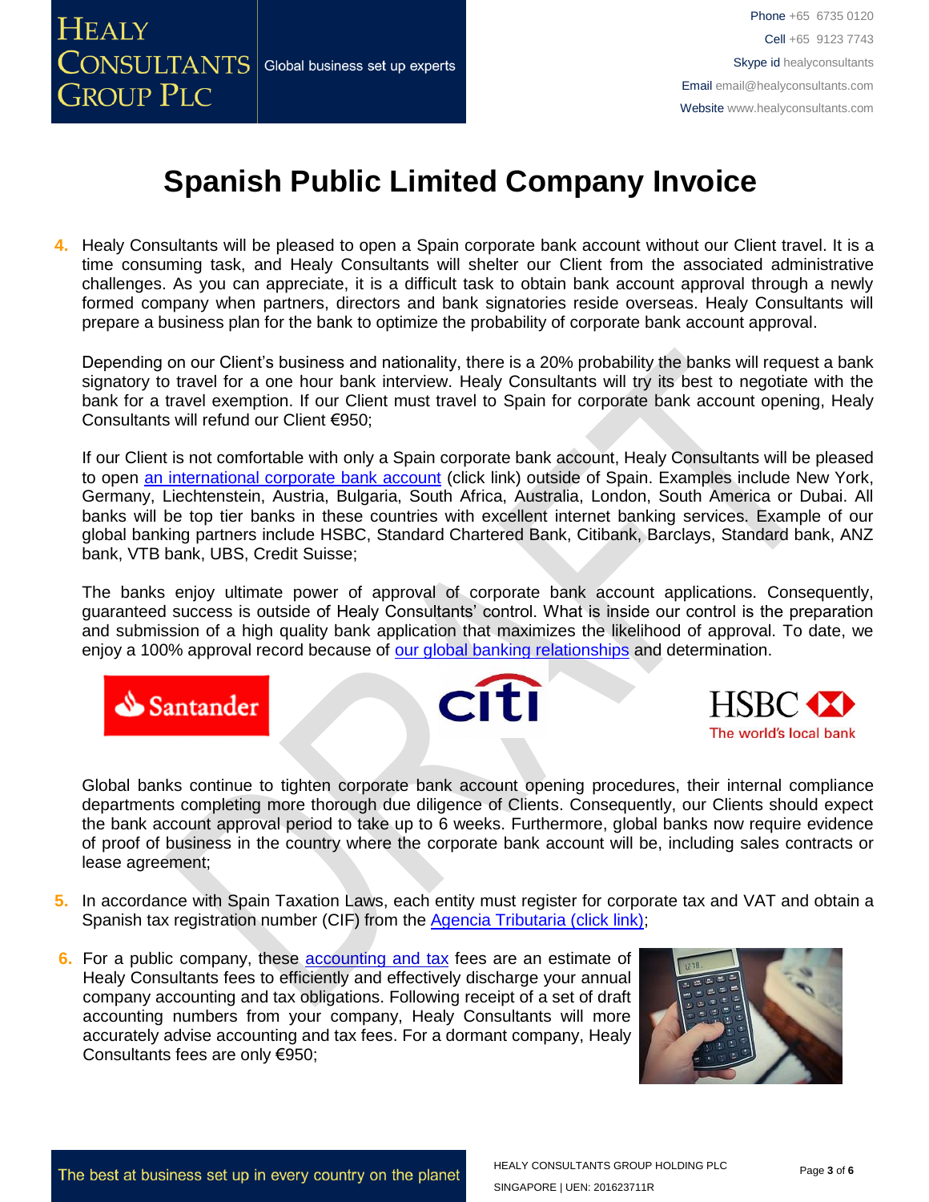# Spanish Public Limited Company Invoice

4. Healy Consultants will be pleased to open a Spain corporate bank account without our Client travel. It is a time consuming task, and Healy Consultants will shelter our Client from the associated administrative challenges. As you can appreciate, it is a difficult task to obtain bank account approval through a newly formed company when partners, directors and bank signatories reside overseas. Healy Consultants will prepare a business plan for the bank to optimize the probability of corporate bank account approval.

   Depending on our Client's business and nationality, there is a 20% probability the banks will request a bank signatory to travel for a one hour bank interview. Healy Consultants will try its best to negotiate with the bank for a travel exemption. If our Client must travel to Spain for corporate bank account opening, Healy Consultants will refund our Client €950;

   If our Client is not comfortable with only a Spain corporate bank account, Healy Consultants will be pleased to open [an international corporate bank account](#) (click link) outside of Spain. Examples include New York, Germany, Liechtenstein, Austria, Bulgaria, South Africa, Australia, London, South America or Dubai. All banks will be top tier banks in these countries with excellent internet banking services. Example of our global banking partners include HSBC, Standard Chartered Bank, Citibank, Barclays, Standard bank, ANZ bank, VTB bank, UBS, Credit Suisse;

   The banks enjoy ultimate power of approval of corporate bank account applications. Consequently, guaranteed success is outside of Healy Consultants' control. What is inside our control is the preparation and submission of a high quality bank application that maximizes the likelihood of approval. To date, we enjoy a 100% approval record because of [our global banking relationships](#) and determination.

   Global banks continue to tighten corporate bank account opening procedures, their internal compliance departments completing more thorough due diligence of Clients. Consequently, our Clients should expect the bank account approval period to take up to 6 weeks. Furthermore, global banks now require evidence of proof of business in the country where the corporate bank account will be, including sales contracts or lease agreement;

5. In accordance with Spain Taxation Laws, each entity must register for corporate tax and VAT and obtain a Spanish tax registration number (CIF) from the [Agencia Tributaria (click link)](#);

6. For a public company, these [accounting and tax](#) fees are an estimate of Healy Consultants fees to efficiently and effectively discharge your annual company accounting and tax obligations. Following receipt of a set of draft accounting numbers from your company, Healy Consultants will more accurately advise accounting and tax fees. For a dormant company, Healy Consultants fees are only €950;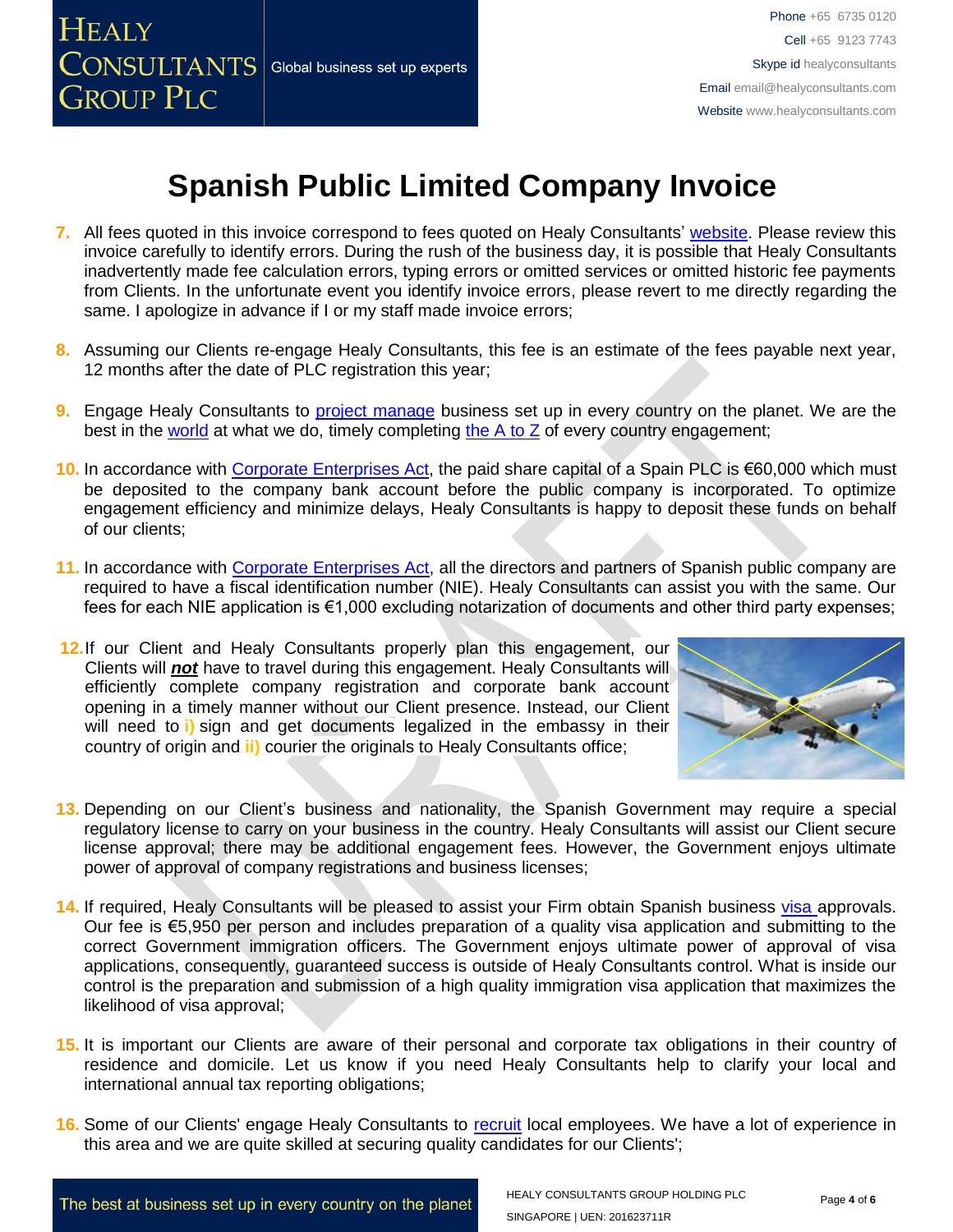# Spanish Public Limited Company Invoice

7. All fees quoted in this invoice correspond to fees quoted on Healy Consultants' website. Please review this invoice carefully to identify errors. During the rush of the business day, it is possible that Healy Consultants inadvertently made fee calculation errors, typing errors or omitted services or omitted historic fee payments from Clients. In the unfortunate event you identify invoice errors, please revert to me directly regarding the same. I apologize in advance if I or my staff made invoice errors;

8. Assuming our Clients re-engage Healy Consultants, this fee is an estimate of the fees payable next year, 12 months after the date of PLC registration this year;

9. Engage Healy Consultants to project manage business set up in every country on the planet. We are the best in the world at what we do, timely completing the A to Z of every country engagement;

10. In accordance with Corporate Enterprises Act, the paid share capital of a Spain PLC is €60,000 which must be deposited to the company bank account before the public company is incorporated. To optimize engagement efficiency and minimize delays, Healy Consultants is happy to deposit these funds on behalf of our clients;

11. In accordance with Corporate Enterprises Act, all the directors and partners of Spanish public company are required to have a fiscal identification number (NIE). Healy Consultants can assist you with the same. Our fees for each NIE application is €1,000 excluding notarization of documents and other third party expenses;

12. If our Client and Healy Consultants properly plan this engagement, our Clients will ***not*** have to travel during this engagement. Healy Consultants will efficiently complete company registration and corporate bank account opening in a timely manner without our Client presence. Instead, our Client will need to **i)** sign and get documents legalized in the embassy in their country of origin and **ii)** courier the originals to Healy Consultants office;

13. Depending on our Client's business and nationality, the Spanish Government may require a special regulatory license to carry on your business in the country. Healy Consultants will assist our Client secure license approval; there may be additional engagement fees. However, the Government enjoys ultimate power of approval of company registrations and business licenses;

14. If required, Healy Consultants will be pleased to assist your Firm obtain Spanish business visa approvals. Our fee is €5,950 per person and includes preparation of a quality visa application and submitting to the correct Government immigration officers. The Government enjoys ultimate power of approval of visa applications, consequently, guaranteed success is outside of Healy Consultants control. What is inside our control is the preparation and submission of a high quality immigration visa application that maximizes the likelihood of visa approval;

15. It is important our Clients are aware of their personal and corporate tax obligations in their country of residence and domicile. Let us know if you need Healy Consultants help to clarify your local and international annual tax reporting obligations;

16. Some of our Clients' engage Healy Consultants to recruit local employees. We have a lot of experience in this area and we are quite skilled at securing quality candidates for our Clients';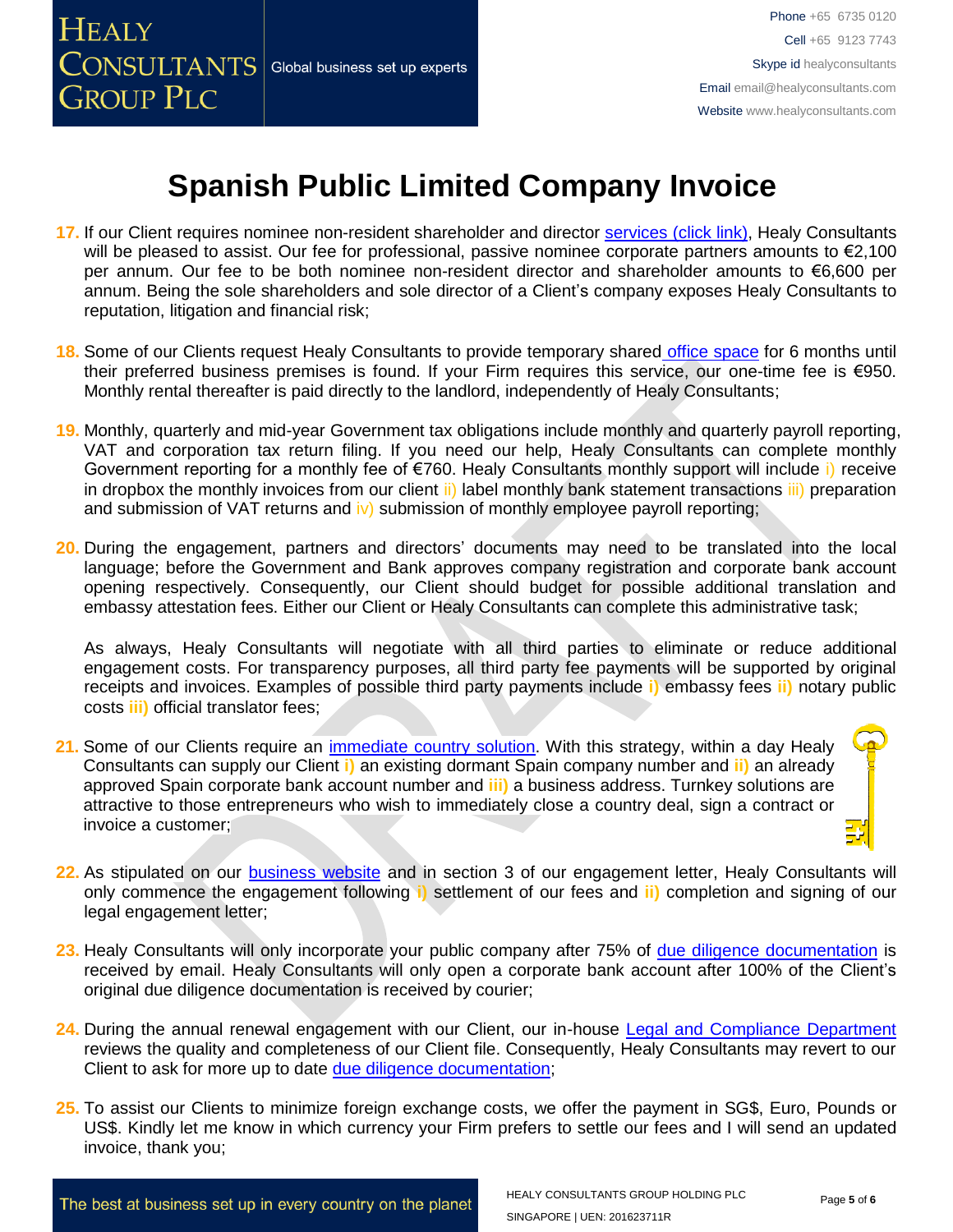# Spanish Public Limited Company Invoice

17. If our Client requires nominee non-resident shareholder and director services (click link), Healy Consultants will be pleased to assist. Our fee for professional, passive nominee corporate partners amounts to €2,100 per annum. Our fee to be both nominee non-resident director and shareholder amounts to €6,600 per annum. Being the sole shareholders and sole director of a Client's company exposes Healy Consultants to reputation, litigation and financial risk;

18. Some of our Clients request Healy Consultants to provide temporary shared office space for 6 months until their preferred business premises is found. If your Firm requires this service, our one-time fee is €950. Monthly rental thereafter is paid directly to the landlord, independently of Healy Consultants;

19. Monthly, quarterly and mid-year Government tax obligations include monthly and quarterly payroll reporting, VAT and corporation tax return filing. If you need our help, Healy Consultants can complete monthly Government reporting for a monthly fee of €760. Healy Consultants monthly support will include i) receive in dropbox the monthly invoices from our client ii) label monthly bank statement transactions iii) preparation and submission of VAT returns and iv) submission of monthly employee payroll reporting;

20. During the engagement, partners and directors' documents may need to be translated into the local language; before the Government and Bank approves company registration and corporate bank account opening respectively. Consequently, our Client should budget for possible additional translation and embassy attestation fees. Either our Client or Healy Consultants can complete this administrative task;

    As always, Healy Consultants will negotiate with all third parties to eliminate or reduce additional engagement costs. For transparency purposes, all third party fee payments will be supported by original receipts and invoices. Examples of possible third party payments include **i)** embassy fees **ii)** notary public costs **iii)** official translator fees;

21. Some of our Clients require an immediate country solution. With this strategy, within a day Healy Consultants can supply our Client **i)** an existing dormant Spain company number and **ii)** an already approved Spain corporate bank account number and **iii)** a business address. Turnkey solutions are attractive to those entrepreneurs who wish to immediately close a country deal, sign a contract or invoice a customer;

22. As stipulated on our business website and in section 3 of our engagement letter, Healy Consultants will only commence the engagement following **i)** settlement of our fees and **ii)** completion and signing of our legal engagement letter;

23. Healy Consultants will only incorporate your public company after 75% of due diligence documentation is received by email. Healy Consultants will only open a corporate bank account after 100% of the Client's original due diligence documentation is received by courier;

24. During the annual renewal engagement with our Client, our in-house Legal and Compliance Department reviews the quality and completeness of our Client file. Consequently, Healy Consultants may revert to our Client to ask for more up to date due diligence documentation;

25. To assist our Clients to minimize foreign exchange costs, we offer the payment in SG$, Euro, Pounds or US$. Kindly let me know in which currency your Firm prefers to settle our fees and I will send an updated invoice, thank you;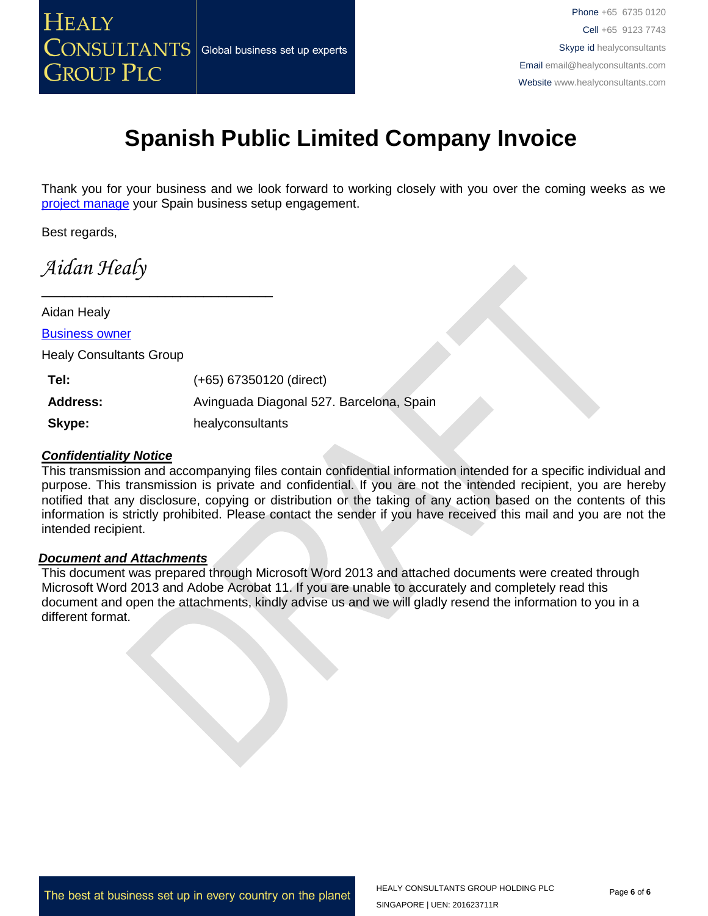# Spanish Public Limited Company Invoice

Thank you for your business and we look forward to working closely with you over the coming weeks as we project manage your Spain business setup engagement.

Best regards,

*Aidan Healy*

\_\_\_\_\_\_\_\_\_\_\_\_\_\_\_\_\_\_\_\_\_\_\_\_\_\_\_\_\_\_\_\_

Aidan Healy

Business owner

Healy Consultants Group

| | |
|---|---|
| **Tel:** | (+65) 67350120 (direct) |
| **Address:** | Avinguada Diagonal 527. Barcelona, Spain |
| **Skype:** | healyconsultants |

***Confidentiality Notice***

This transmission and accompanying files contain confidential information intended for a specific individual and purpose. This transmission is private and confidential. If you are not the intended recipient, you are hereby notified that any disclosure, copying or distribution or the taking of any action based on the contents of this information is strictly prohibited. Please contact the sender if you have received this mail and you are not the intended recipient.

***Document and Attachments***

This document was prepared through Microsoft Word 2013 and attached documents were created through Microsoft Word 2013 and Adobe Acrobat 11. If you are unable to accurately and completely read this document and open the attachments, kindly advise us and we will gladly resend the information to you in a different format.